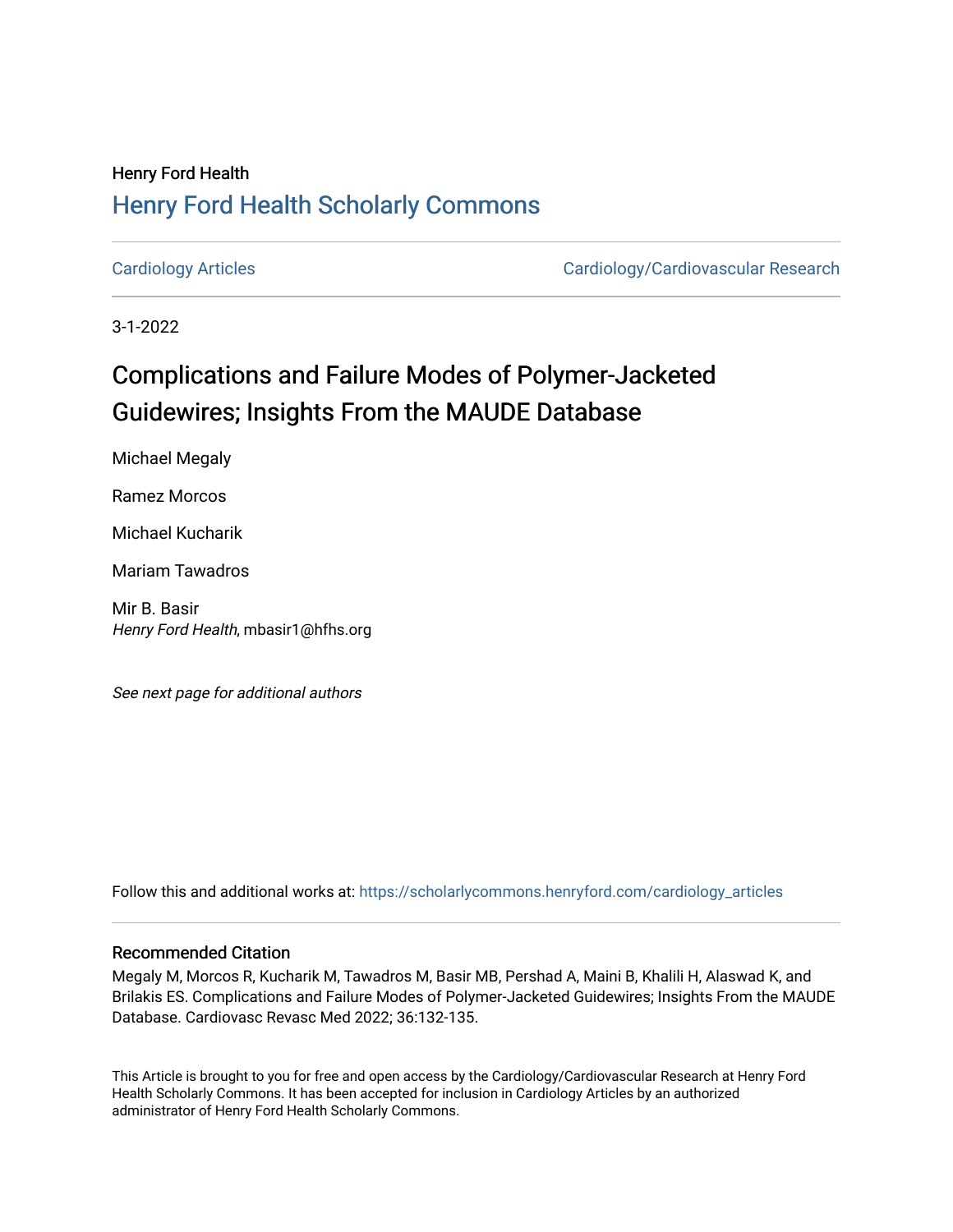Henry Ford Health

# Henry Ford Health Scholarly Commons

Cardiology Articles | Cardiology/Cardiovascular Research

3-1-2022

# Complications and Failure Modes of Polymer-Jacketed Guidewires; Insights From the MAUDE Database

Michael Megaly

Ramez Morcos

Michael Kucharik

Mariam Tawadros

Mir B. Basir
*Henry Ford Health*, mbasir1@hfhs.org

*See next page for additional authors*

Follow this and additional works at: https://scholarlycommons.henryford.com/cardiology_articles

## Recommended Citation

Megaly M, Morcos R, Kucharik M, Tawadros M, Basir MB, Pershad A, Maini B, Khalili H, Alaswad K, and Brilakis ES. Complications and Failure Modes of Polymer-Jacketed Guidewires; Insights From the MAUDE Database. Cardiovasc Revasc Med 2022; 36:132-135.

This Article is brought to you for free and open access by the Cardiology/Cardiovascular Research at Henry Ford Health Scholarly Commons. It has been accepted for inclusion in Cardiology Articles by an authorized administrator of Henry Ford Health Scholarly Commons.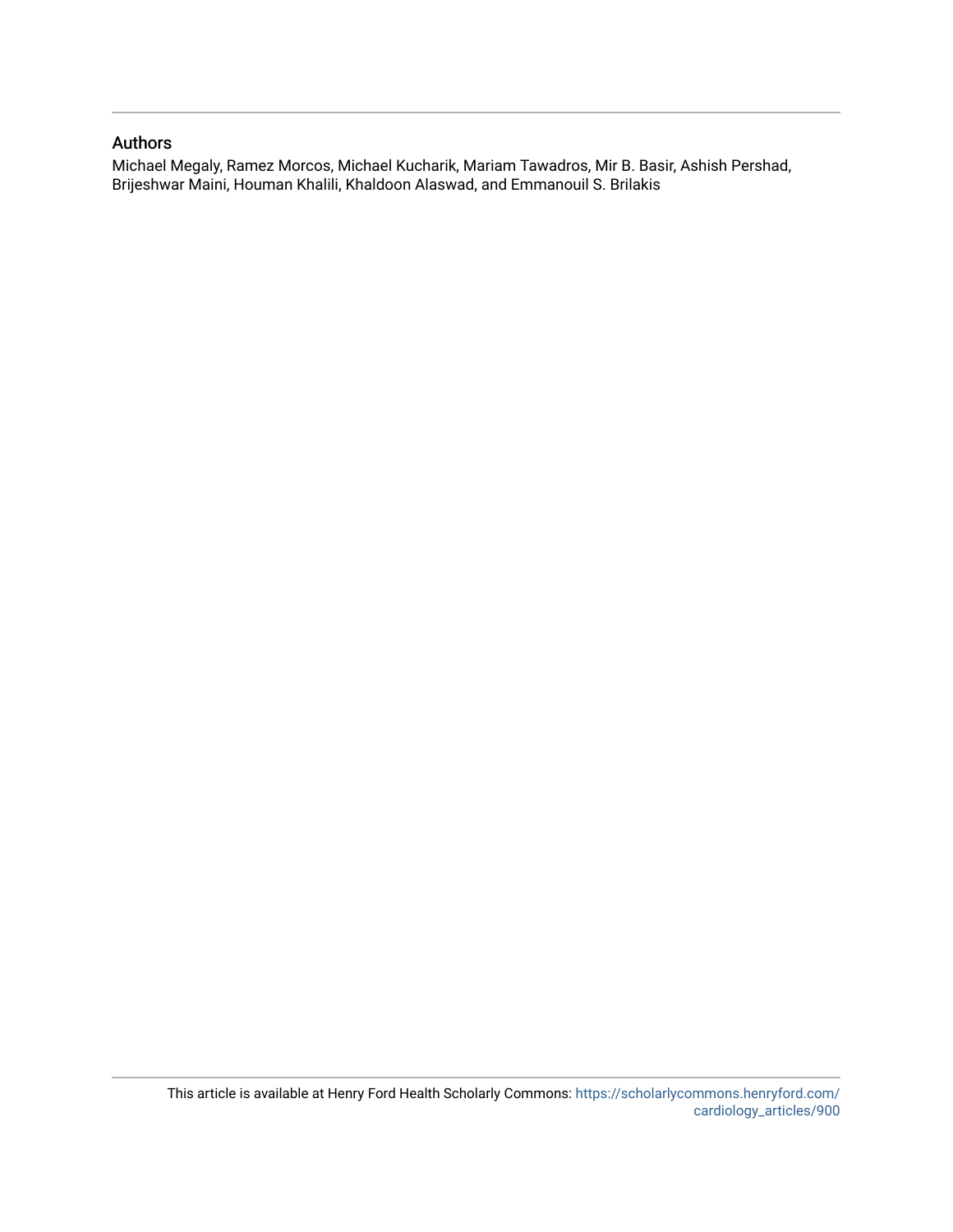## Authors

Michael Megaly, Ramez Morcos, Michael Kucharik, Mariam Tawadros, Mir B. Basir, Ashish Pershad, Brijeshwar Maini, Houman Khalili, Khaldoon Alaswad, and Emmanouil S. Brilakis

This article is available at Henry Ford Health Scholarly Commons: https://scholarlycommons.henryford.com/cardiology_articles/900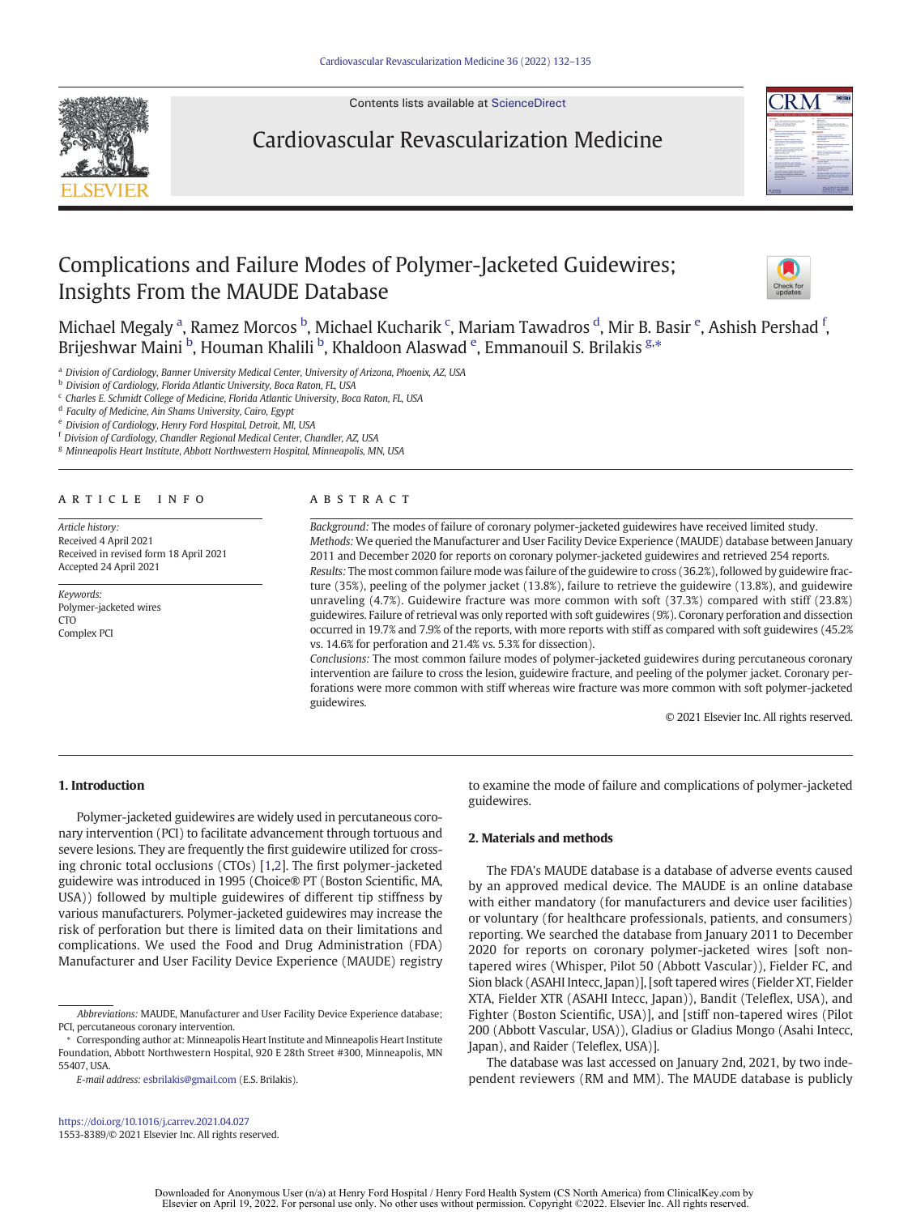# Complications and Failure Modes of Polymer-Jacketed Guidewires; Insights From the MAUDE Database

Michael Megaly [a], Ramez Morcos [b], Michael Kucharik [c], Mariam Tawadros [d], Mir B. Basir [e], Ashish Pershad [f], Brijeshwar Maini [b], Houman Khalili [b], Khaldoon Alaswad [e], Emmanouil S. Brilakis [g,*]

[a] Division of Cardiology, Banner University Medical Center, University of Arizona, Phoenix, AZ, USA
[b] Division of Cardiology, Florida Atlantic University, Boca Raton, FL, USA
[c] Charles E. Schmidt College of Medicine, Florida Atlantic University, Boca Raton, FL, USA
[d] Faculty of Medicine, Ain Shams University, Cairo, Egypt
[e] Division of Cardiology, Henry Ford Hospital, Detroit, MI, USA
[f] Division of Cardiology, Chandler Regional Medical Center, Chandler, AZ, USA
[g] Minneapolis Heart Institute, Abbott Northwestern Hospital, Minneapolis, MN, USA

## ARTICLE INFO

*Article history:*
Received 4 April 2021
Received in revised form 18 April 2021
Accepted 24 April 2021

*Keywords:*
Polymer-jacketed wires
CTO
Complex PCI

## ABSTRACT

*Background:* The modes of failure of coronary polymer-jacketed guidewires have received limited study.

*Methods:* We queried the Manufacturer and User Facility Device Experience (MAUDE) database between January 2011 and December 2020 for reports on coronary polymer-jacketed guidewires and retrieved 254 reports.

*Results:* The most common failure mode was failure of the guidewire to cross (36.2%), followed by guidewire fracture (35%), peeling of the polymer jacket (13.8%), failure to retrieve the guidewire (13.8%), and guidewire unraveling (4.7%). Guidewire fracture was more common with soft (37.3%) compared with stiff (23.8%) guidewires. Failure of retrieval was only reported with soft guidewires (9%). Coronary perforation and dissection occurred in 19.7% and 7.9% of the reports, with more reports with stiff as compared with soft guidewires (45.2% vs. 14.6% for perforation and 21.4% vs. 5.3% for dissection).

*Conclusions:* The most common failure modes of polymer-jacketed guidewires during percutaneous coronary intervention are failure to cross the lesion, guidewire fracture, and peeling of the polymer jacket. Coronary perforations were more common with stiff whereas wire fracture was more common with soft polymer-jacketed guidewires.

© 2021 Elsevier Inc. All rights reserved.

## 1. Introduction

Polymer-jacketed guidewires are widely used in percutaneous coronary intervention (PCI) to facilitate advancement through tortuous and severe lesions. They are frequently the first guidewire utilized for crossing chronic total occlusions (CTOs) [1,2]. The first polymer-jacketed guidewire was introduced in 1995 (Choice® PT (Boston Scientific, MA, USA)) followed by multiple guidewires of different tip stiffness by various manufacturers. Polymer-jacketed guidewires may increase the risk of perforation but there is limited data on their limitations and complications. We used the Food and Drug Administration (FDA) Manufacturer and User Facility Device Experience (MAUDE) registry to examine the mode of failure and complications of polymer-jacketed guidewires.

## 2. Materials and methods

The FDA's MAUDE database is a database of adverse events caused by an approved medical device. The MAUDE is an online database with either mandatory (for manufacturers and device user facilities) or voluntary (for healthcare professionals, patients, and consumers) reporting. We searched the database from January 2011 to December 2020 for reports on coronary polymer-jacketed wires [soft non-tapered wires (Whisper, Pilot 50 (Abbott Vascular)), Fielder FC, and Sion black (ASAHI Intecc, Japan)], [soft tapered wires (Fielder XT, Fielder XTA, Fielder XTR (ASAHI Intecc, Japan)), Bandit (Teleflex, USA), and Fighter (Boston Scientific, USA)], and [stiff non-tapered wires (Pilot 200 (Abbott Vascular, USA)), Gladius or Gladius Mongo (Asahi Intecc, Japan), and Raider (Teleflex, USA)].

The database was last accessed on January 2nd, 2021, by two independent reviewers (RM and MM). The MAUDE database is publicly

---

*Abbreviations:* MAUDE, Manufacturer and User Facility Device Experience database; PCI, percutaneous coronary intervention.

\* Corresponding author at: Minneapolis Heart Institute and Minneapolis Heart Institute Foundation, Abbott Northwestern Hospital, 920 E 28th Street #300, Minneapolis, MN 55407, USA.

*E-mail address:* esbrilakis@gmail.com (E.S. Brilakis).

https://doi.org/10.1016/j.carrev.2021.04.027
1553-8389/© 2021 Elsevier Inc. All rights reserved.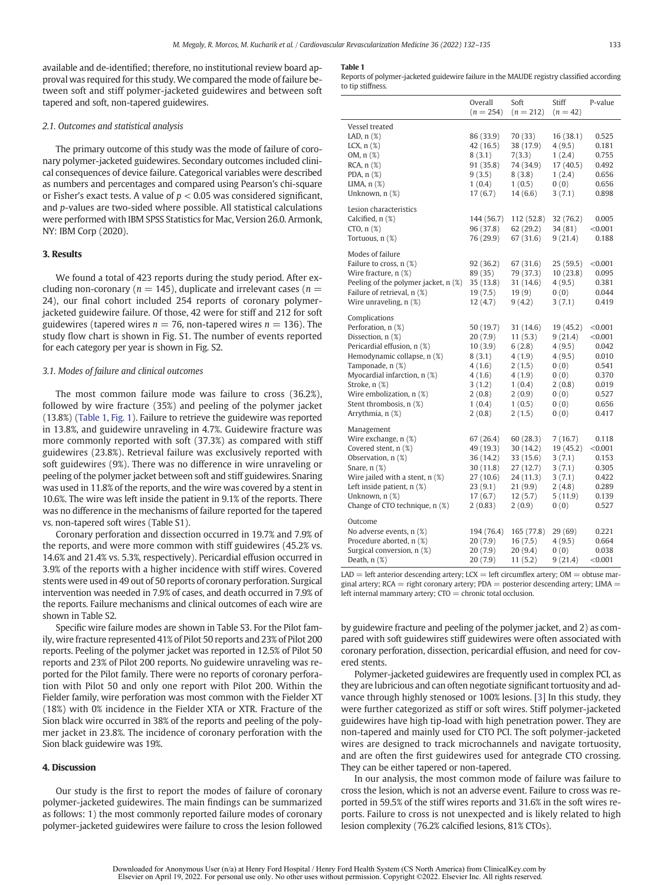available and de-identified; therefore, no institutional review board approval was required for this study. We compared the mode of failure between soft and stiff polymer-jacketed guidewires and between soft tapered and soft, non-tapered guidewires.

### 2.1. Outcomes and statistical analysis

The primary outcome of this study was the mode of failure of coronary polymer-jacketed guidewires. Secondary outcomes included clinical consequences of device failure. Categorical variables were described as numbers and percentages and compared using Pearson's chi-square or Fisher's exact tests. A value of $p < 0.05$ was considered significant, and $p$-values are two-sided where possible. All statistical calculations were performed with IBM SPSS Statistics for Mac, Version 26.0. Armonk, NY: IBM Corp (2020).

## 3. Results

We found a total of 423 reports during the study period. After excluding non-coronary ($n = 145$), duplicate and irrelevant cases ($n = 24$), our final cohort included 254 reports of coronary polymer-jacketed guidewire failure. Of those, 42 were for stiff and 212 for soft guidewires (tapered wires $n = 76$, non-tapered wires $n = 136$). The study flow chart is shown in Fig. S1. The number of events reported for each category per year is shown in Fig. S2.

### 3.1. Modes of failure and clinical outcomes

The most common failure mode was failure to cross (36.2%), followed by wire fracture (35%) and peeling of the polymer jacket (13.8%) (Table 1, Fig. 1). Failure to retrieve the guidewire was reported in 13.8%, and guidewire unraveling in 4.7%. Guidewire fracture was more commonly reported with soft (37.3%) as compared with stiff guidewires (23.8%). Retrieval failure was exclusively reported with soft guidewires (9%). There was no difference in wire unraveling or peeling of the polymer jacket between soft and stiff guidewires. Snaring was used in 11.8% of the reports, and the wire was covered by a stent in 10.6%. The wire was left inside the patient in 9.1% of the reports. There was no difference in the mechanisms of failure reported for the tapered vs. non-tapered soft wires (Table S1).

Coronary perforation and dissection occurred in 19.7% and 7.9% of the reports, and were more common with stiff guidewires (45.2% vs. 14.6% and 21.4% vs. 5.3%, respectively). Pericardial effusion occurred in 3.9% of the reports with a higher incidence with stiff wires. Covered stents were used in 49 out of 50 reports of coronary perforation. Surgical intervention was needed in 7.9% of cases, and death occurred in 7.9% of the reports. Failure mechanisms and clinical outcomes of each wire are shown in Table S2.

Specific wire failure modes are shown in Table S3. For the Pilot family, wire fracture represented 41% of Pilot 50 reports and 23% of Pilot 200 reports. Peeling of the polymer jacket was reported in 12.5% of Pilot 50 reports and 23% of Pilot 200 reports. No guidewire unraveling was reported for the Pilot family. There were no reports of coronary perforation with Pilot 50 and only one report with Pilot 200. Within the Fielder family, wire perforation was most common with the Fielder XT (18%) with 0% incidence in the Fielder XTA or XTR. Fracture of the Sion black wire occurred in 38% of the reports and peeling of the polymer jacket in 23.8%. The incidence of coronary perforation with the Sion black guidewire was 19%.

## 4. Discussion

Our study is the first to report the modes of failure of coronary polymer-jacketed guidewires. The main findings can be summarized as follows: 1) the most commonly reported failure modes of coronary polymer-jacketed guidewires were failure to cross the lesion followed by guidewire fracture and peeling of the polymer jacket, and 2) as compared with soft guidewires stiff guidewires were often associated with coronary perforation, dissection, pericardial effusion, and need for covered stents.

Polymer-jacketed guidewires are frequently used in complex PCI, as they are lubricious and can often negotiate significant tortuosity and advance through highly stenosed or 100% lesions. [3] In this study, they were further categorized as stiff or soft wires. Stiff polymer-jacketed guidewires have high tip-load with high penetration power. They are non-tapered and mainly used for CTO PCI. The soft polymer-jacketed wires are designed to track microchannels and navigate tortuosity, and are often the first guidewires used for antegrade CTO crossing. They can be either tapered or non-tapered.

In our analysis, the most common mode of failure was failure to cross the lesion, which is not an adverse event. Failure to cross was reported in 59.5% of the stiff wires reports and 31.6% in the soft wires reports. Failure to cross is not unexpected and is likely related to high lesion complexity (76.2% calcified lesions, 81% CTOs).

**Table 1**
Reports of polymer-jacketed guidewire failure in the MAUDE registry classified according to tip stiffness.

| | Overall ($n = 254$) | Soft ($n = 212$) | Stiff ($n = 42$) | P-value |
|---|---|---|---|---|
| **Vessel treated** | | | | |
| LAD, n (%) | 86 (33.9) | 70 (33) | 16 (38.1) | 0.525 |
| LCX, n (%) | 42 (16.5) | 38 (17.9) | 4 (9.5) | 0.181 |
| OM, n (%) | 8 (3.1) | 7(3.3) | 1 (2.4) | 0.755 |
| RCA, n (%) | 91 (35.8) | 74 (34.9) | 17 (40.5) | 0.492 |
| PDA, n (%) | 9 (3.5) | 8 (3.8) | 1 (2.4) | 0.656 |
| LIMA, n (%) | 1 (0.4) | 1 (0.5) | 0 (0) | 0.656 |
| Unknown, n (%) | 17 (6.7) | 14 (6.6) | 3 (7.1) | 0.898 |
| **Lesion characteristics** | | | | |
| Calcified, n (%) | 144 (56.7) | 112 (52.8) | 32 (76.2) | 0.005 |
| CTO, n (%) | 96 (37.8) | 62 (29.2) | 34 (81) | <0.001 |
| Tortuous, n (%) | 76 (29.9) | 67 (31.6) | 9 (21.4) | 0.188 |
| **Modes of failure** | | | | |
| Failure to cross, n (%) | 92 (36.2) | 67 (31.6) | 25 (59.5) | <0.001 |
| Wire fracture, n (%) | 89 (35) | 79 (37.3) | 10 (23.8) | 0.095 |
| Peeling of the polymer jacket, n (%) | 35 (13.8) | 31 (14.6) | 4 (9.5) | 0.381 |
| Failure of retrieval, n (%) | 19 (7.5) | 19 (9) | 0 (0) | 0.044 |
| Wire unraveling, n (%) | 12 (4.7) | 9 (4.2) | 3 (7.1) | 0.419 |
| **Complications** | | | | |
| Perforation, n (%) | 50 (19.7) | 31 (14.6) | 19 (45.2) | <0.001 |
| Dissection, n (%) | 20 (7.9) | 11 (5.3) | 9 (21.4) | <0.001 |
| Pericardial effusion, n (%) | 10 (3.9) | 6 (2.8) | 4 (9.5) | 0.042 |
| Hemodynamic collapse, n (%) | 8 (3.1) | 4 (1.9) | 4 (9.5) | 0.010 |
| Tamponade, n (%) | 4 (1.6) | 2 (1.5) | 0 (0) | 0.541 |
| Myocardial infarction, n (%) | 4 (1.6) | 4 (1.9) | 0 (0) | 0.370 |
| Stroke, n (%) | 3 (1.2) | 1 (0.4) | 2 (0.8) | 0.019 |
| Wire embolization, n (%) | 2 (0.8) | 2 (0.9) | 0 (0) | 0.527 |
| Stent thrombosis, n (%) | 1 (0.4) | 1 (0.5) | 0 (0) | 0.656 |
| Arrythmia, n (%) | 2 (0.8) | 2 (1.5) | 0 (0) | 0.417 |
| **Management** | | | | |
| Wire exchange, n (%) | 67 (26.4) | 60 (28.3) | 7 (16.7) | 0.118 |
| Covered stent, n (%) | 49 (19.3) | 30 (14.2) | 19 (45.2) | <0.001 |
| Observation, n (%) | 36 (14.2) | 33 (15.6) | 3 (7.1) | 0.153 |
| Snare, n (%) | 30 (11.8) | 27 (12.7) | 3 (7.1) | 0.305 |
| Wire jailed with a stent, n (%) | 27 (10.6) | 24 (11.3) | 3 (7.1) | 0.422 |
| Left inside patient, n (%) | 23 (9.1) | 21 (9.9) | 2 (4.8) | 0.289 |
| Unknown, n (%) | 17 (6.7) | 12 (5.7) | 5 (11.9) | 0.139 |
| Change of CTO technique, n (%) | 2 (0.83) | 2 (0.9) | 0 (0) | 0.527 |
| **Outcome** | | | | |
| No adverse events, n (%) | 194 (76.4) | 165 (77.8) | 29 (69) | 0.221 |
| Procedure aborted, n (%) | 20 (7.9) | 16 (7.5) | 4 (9.5) | 0.664 |
| Surgical conversion, n (%) | 20 (7.9) | 20 (9.4) | 0 (0) | 0.038 |
| Death, n (%) | 20 (7.9) | 11 (5.2) | 9 (21.4) | <0.001 |

LAD = left anterior descending artery; LCX = left circumflex artery; OM = obtuse marginal artery; RCA = right coronary artery; PDA = posterior descending artery; LIMA = left internal mammary artery; CTO = chronic total occlusion.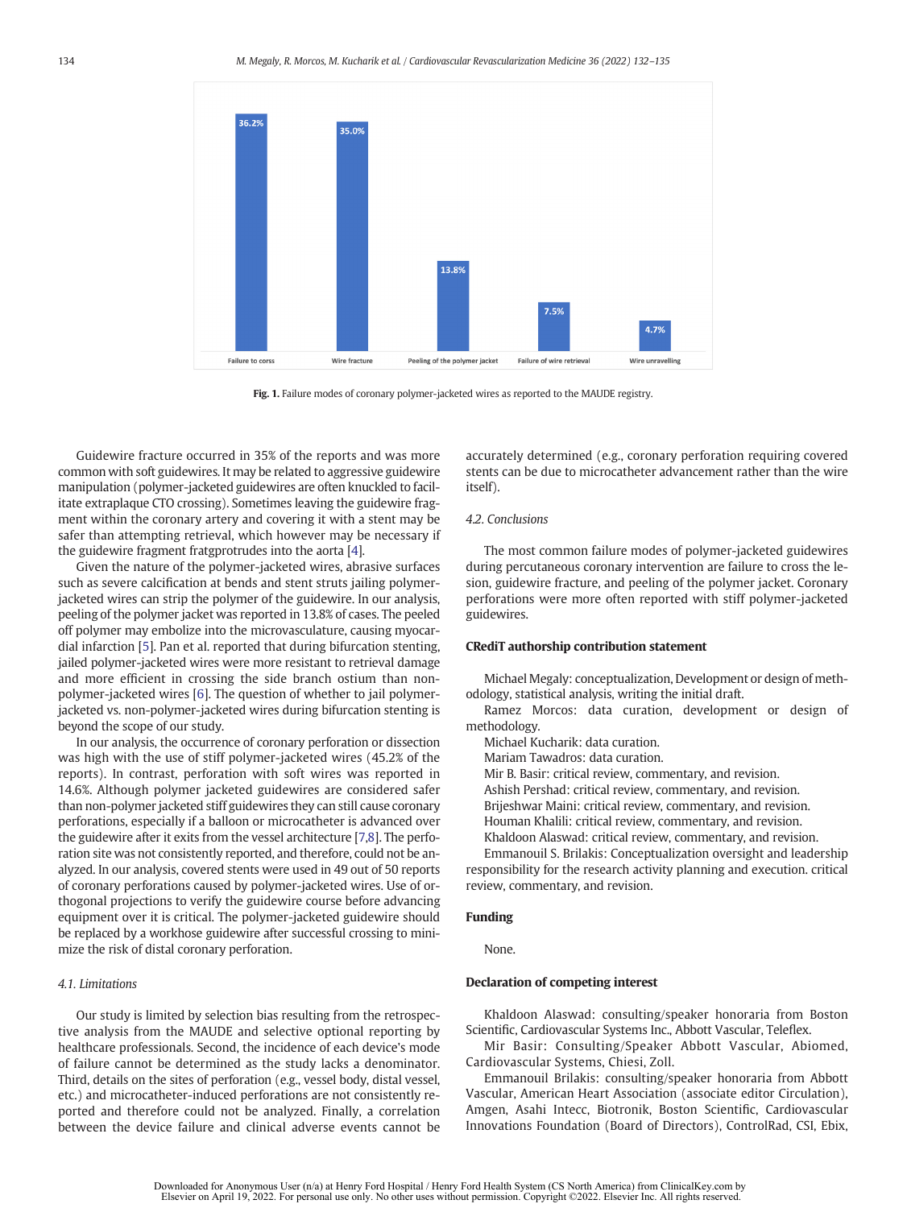| Failure to corss | Wire fracture | Peeling of the polymer jacket | Failure of wire retrieval | Wire unravelling |
|---|---|---|---|---|
| 36.2% | 35.0% | 13.8% | 7.5% | 4.7% |

**Fig. 1.** Failure modes of coronary polymer-jacketed wires as reported to the MAUDE registry.

Guidewire fracture occurred in 35% of the reports and was more common with soft guidewires. It may be related to aggressive guidewire manipulation (polymer-jacketed guidewires are often knuckled to facilitate extraplaque CTO crossing). Sometimes leaving the guidewire fragment within the coronary artery and covering it with a stent may be safer than attempting retrieval, which however may be necessary if the guidewire fragment fratgprotrudes into the aorta [4].

Given the nature of the polymer-jacketed wires, abrasive surfaces such as severe calcification at bends and stent struts jailing polymer-jacketed wires can strip the polymer of the guidewire. In our analysis, peeling of the polymer jacket was reported in 13.8% of cases. The peeled off polymer may embolize into the microvasculature, causing myocardial infarction [5]. Pan et al. reported that during bifurcation stenting, jailed polymer-jacketed wires were more resistant to retrieval damage and more efficient in crossing the side branch ostium than non-polymer-jacketed wires [6]. The question of whether to jail polymer-jacketed vs. non-polymer-jacketed wires during bifurcation stenting is beyond the scope of our study.

In our analysis, the occurrence of coronary perforation or dissection was high with the use of stiff polymer-jacketed wires (45.2% of the reports). In contrast, perforation with soft wires was reported in 14.6%. Although polymer jacketed guidewires are considered safer than non-polymer jacketed stiff guidewires they can still cause coronary perforations, especially if a balloon or microcatheter is advanced over the guidewire after it exits from the vessel architecture [7,8]. The perforation site was not consistently reported, and therefore, could not be analyzed. In our analysis, covered stents were used in 49 out of 50 reports of coronary perforations caused by polymer-jacketed wires. Use of orthogonal projections to verify the guidewire course before advancing equipment over it is critical. The polymer-jacketed guidewire should be replaced by a workhose guidewire after successful crossing to minimize the risk of distal coronary perforation.

### 4.1. Limitations

Our study is limited by selection bias resulting from the retrospective analysis from the MAUDE and selective optional reporting by healthcare professionals. Second, the incidence of each device's mode of failure cannot be determined as the study lacks a denominator. Third, details on the sites of perforation (e.g., vessel body, distal vessel, etc.) and microcatheter-induced perforations are not consistently reported and therefore could not be analyzed. Finally, a correlation between the device failure and clinical adverse events cannot be accurately determined (e.g., coronary perforation requiring covered stents can be due to microcatheter advancement rather than the wire itself).

### 4.2. Conclusions

The most common failure modes of polymer-jacketed guidewires during percutaneous coronary intervention are failure to cross the lesion, guidewire fracture, and peeling of the polymer jacket. Coronary perforations were more often reported with stiff polymer-jacketed guidewires.

## CRediT authorship contribution statement

Michael Megaly: conceptualization, Development or design of methodology, statistical analysis, writing the initial draft.

Ramez Morcos: data curation, development or design of methodology.

Michael Kucharik: data curation.

Mariam Tawadros: data curation.

Mir B. Basir: critical review, commentary, and revision.

Ashish Pershad: critical review, commentary, and revision.

Brijeshwar Maini: critical review, commentary, and revision.

Houman Khalili: critical review, commentary, and revision.

Khaldoon Alaswad: critical review, commentary, and revision.

Emmanouil S. Brilakis: Conceptualization oversight and leadership responsibility for the research activity planning and execution. critical review, commentary, and revision.

## Funding

None.

## Declaration of competing interest

Khaldoon Alaswad: consulting/speaker honoraria from Boston Scientific, Cardiovascular Systems Inc., Abbott Vascular, Teleflex.

Mir Basir: Consulting/Speaker Abbott Vascular, Abiomed, Cardiovascular Systems, Chiesi, Zoll.

Emmanouil Brilakis: consulting/speaker honoraria from Abbott Vascular, American Heart Association (associate editor Circulation), Amgen, Asahi Intecc, Biotronik, Boston Scientific, Cardiovascular Innovations Foundation (Board of Directors), ControlRad, CSI, Ebix,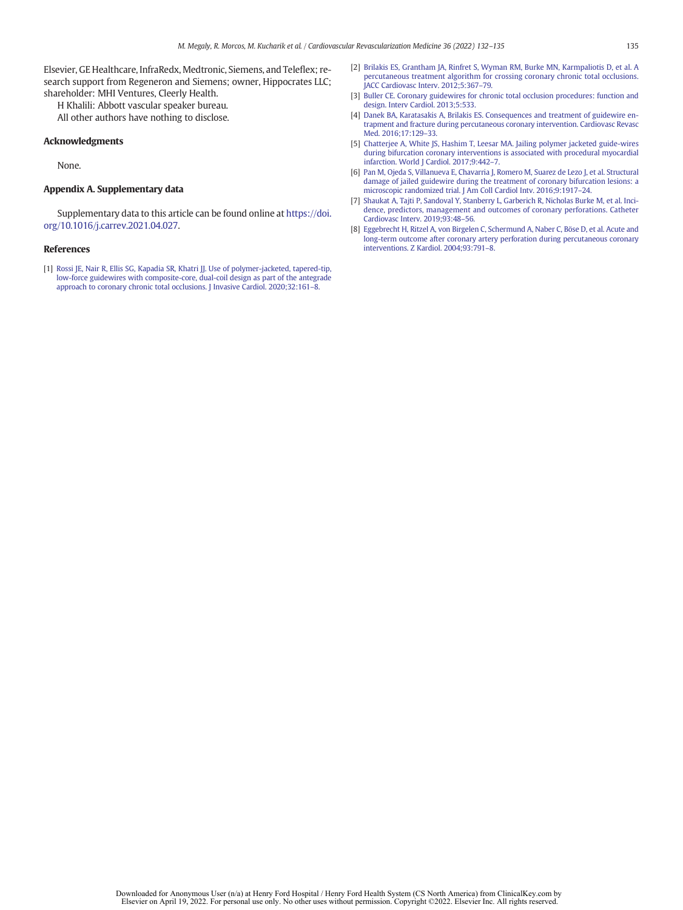Elsevier, GE Healthcare, InfraRedx, Medtronic, Siemens, and Teleflex; research support from Regeneron and Siemens; owner, Hippocrates LLC; shareholder: MHI Ventures, Cleerly Health.

H Khalili: Abbott vascular speaker bureau.

All other authors have nothing to disclose.

## Acknowledgments

None.

## Appendix A. Supplementary data

Supplementary data to this article can be found online at https://doi.org/10.1016/j.carrev.2021.04.027.

## References

[1] Rossi JE, Nair R, Ellis SG, Kapadia SR, Khatri JJ. Use of polymer-jacketed, tapered-tip, low-force guidewires with composite-core, dual-coil design as part of the antegrade approach to coronary chronic total occlusions. J Invasive Cardiol. 2020;32:161–8.

[2] Brilakis ES, Grantham JA, Rinfret S, Wyman RM, Burke MN, Karmpaliotis D, et al. A percutaneous treatment algorithm for crossing coronary chronic total occlusions. JACC Cardiovasc Interv. 2012;5:367–79.

[3] Buller CE. Coronary guidewires for chronic total occlusion procedures: function and design. Interv Cardiol. 2013;5:533.

[4] Danek BA, Karatasakis A, Brilakis ES. Consequences and treatment of guidewire entrapment and fracture during percutaneous coronary intervention. Cardiovasc Revasc Med. 2016;17:129–33.

[5] Chatterjee A, White JS, Hashim T, Leesar MA. Jailing polymer jacketed guide-wires during bifurcation coronary interventions is associated with procedural myocardial infarction. World J Cardiol. 2017;9:442–7.

[6] Pan M, Ojeda S, Villanueva E, Chavarria J, Romero M, Suarez de Lezo J, et al. Structural damage of jailed guidewire during the treatment of coronary bifurcation lesions: a microscopic randomized trial. J Am Coll Cardiol Intv. 2016;9:1917–24.

[7] Shaukat A, Tajti P, Sandoval Y, Stanberry L, Garberich R, Nicholas Burke M, et al. Incidence, predictors, management and outcomes of coronary perforations. Catheter Cardiovasc Interv. 2019;93:48–56.

[8] Eggebrecht H, Ritzel A, von Birgelen C, Schermund A, Naber C, Böse D, et al. Acute and long-term outcome after coronary artery perforation during percutaneous coronary interventions. Z Kardiol. 2004;93:791–8.